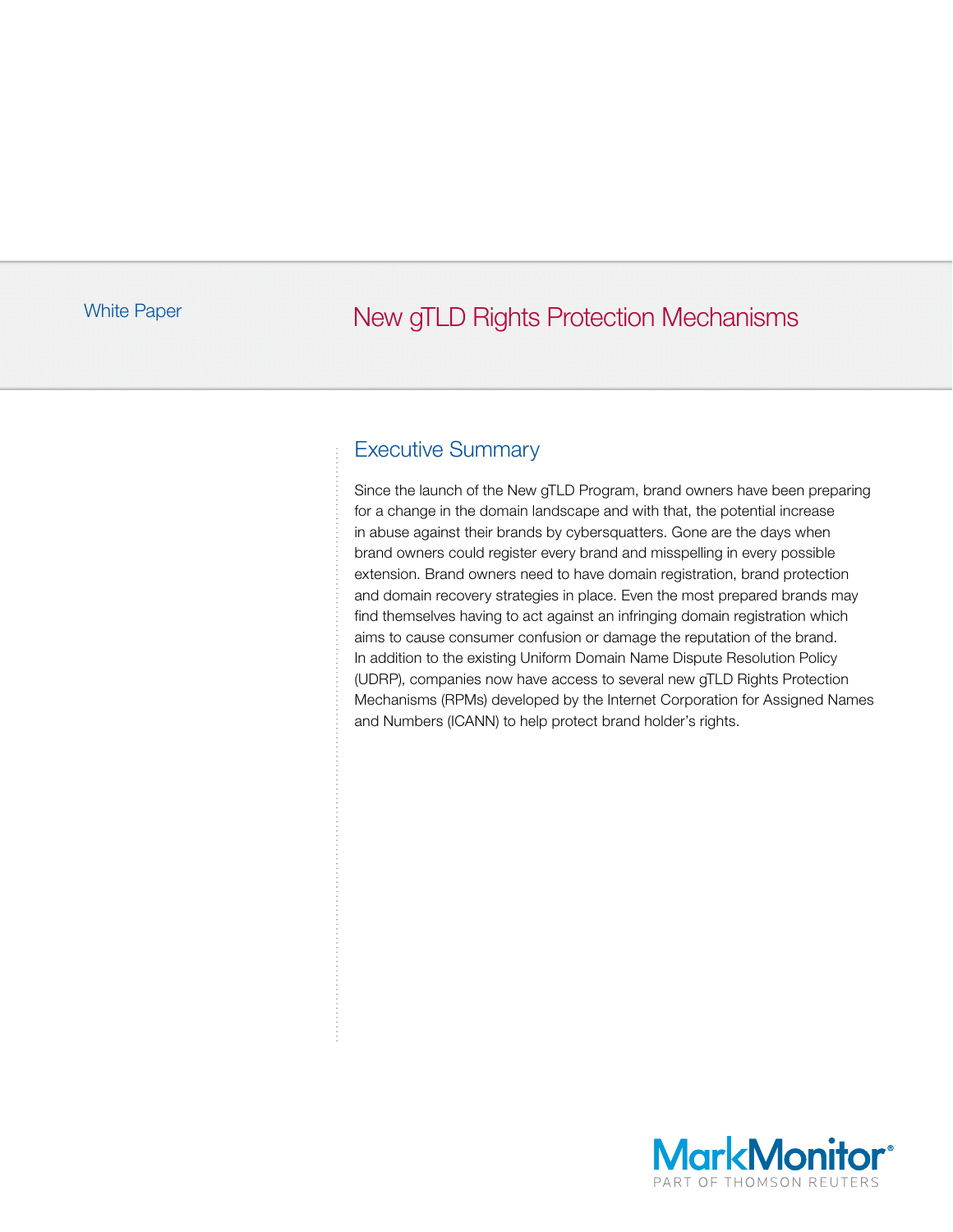White Paper

# New gTLD Rights Protection Mechanisms

## Executive Summary

Since the launch of the New gTLD Program, brand owners have been preparing for a change in the domain landscape and with that, the potential increase in abuse against their brands by cybersquatters. Gone are the days when brand owners could register every brand and misspelling in every possible extension. Brand owners need to have domain registration, brand protection and domain recovery strategies in place. Even the most prepared brands may find themselves having to act against an infringing domain registration which aims to cause consumer confusion or damage the reputation of the brand. In addition to the existing Uniform Domain Name Dispute Resolution Policy (UDRP), companies now have access to several new gTLD Rights Protection Mechanisms (RPMs) developed by the Internet Corporation for Assigned Names and Numbers (ICANN) to help protect brand holder's rights.

MarkMonitor®
PART OF THOMSON REUTERS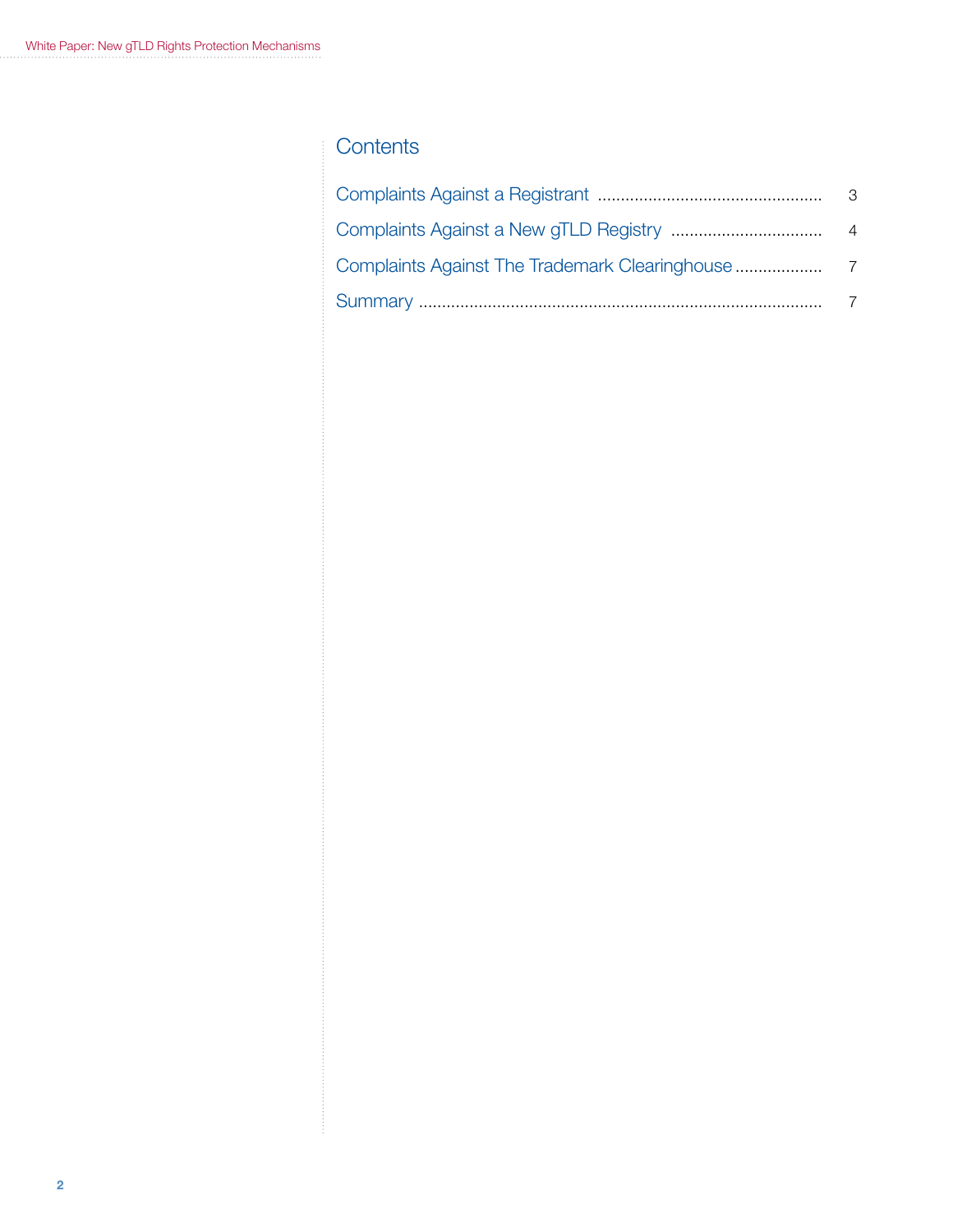## Contents

Complaints Against a Registrant ........ 3

Complaints Against a New gTLD Registry ........ 4

Complaints Against The Trademark Clearinghouse ........ 7

Summary ........ 7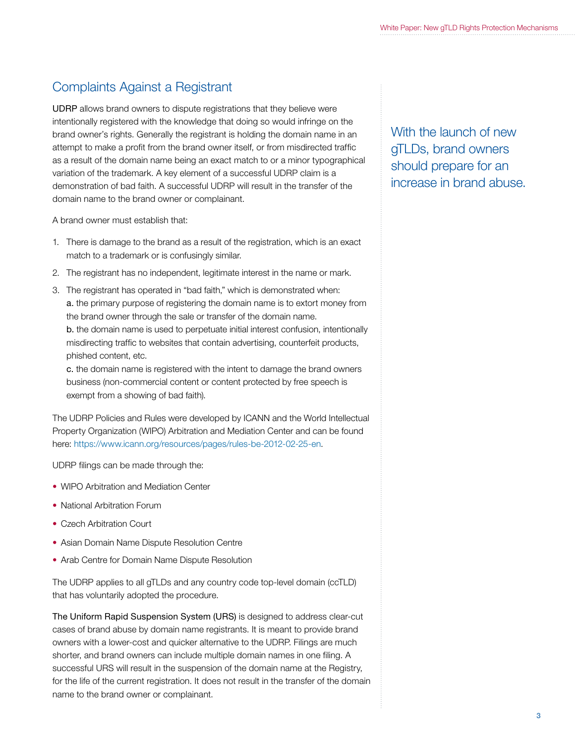## Complaints Against a Registrant

UDRP allows brand owners to dispute registrations that they believe were intentionally registered with the knowledge that doing so would infringe on the brand owner's rights. Generally the registrant is holding the domain name in an attempt to make a profit from the brand owner itself, or from misdirected traffic as a result of the domain name being an exact match to or a minor typographical variation of the trademark. A key element of a successful UDRP claim is a demonstration of bad faith. A successful UDRP will result in the transfer of the domain name to the brand owner or complainant.

With the launch of new gTLDs, brand owners should prepare for an increase in brand abuse.

A brand owner must establish that:

1. There is damage to the brand as a result of the registration, which is an exact match to a trademark or is confusingly similar.
2. The registrant has no independent, legitimate interest in the name or mark.
3. The registrant has operated in "bad faith," which is demonstrated when:
   a. the primary purpose of registering the domain name is to extort money from the brand owner through the sale or transfer of the domain name.
   b. the domain name is used to perpetuate initial interest confusion, intentionally misdirecting traffic to websites that contain advertising, counterfeit products, phished content, etc.
   c. the domain name is registered with the intent to damage the brand owners business (non-commercial content or content protected by free speech is exempt from a showing of bad faith).

The UDRP Policies and Rules were developed by ICANN and the World Intellectual Property Organization (WIPO) Arbitration and Mediation Center and can be found here: https://www.icann.org/resources/pages/rules-be-2012-02-25-en.

UDRP filings can be made through the:

- WIPO Arbitration and Mediation Center
- National Arbitration Forum
- Czech Arbitration Court
- Asian Domain Name Dispute Resolution Centre
- Arab Centre for Domain Name Dispute Resolution

The UDRP applies to all gTLDs and any country code top-level domain (ccTLD) that has voluntarily adopted the procedure.

The Uniform Rapid Suspension System (URS) is designed to address clear-cut cases of brand abuse by domain name registrants. It is meant to provide brand owners with a lower-cost and quicker alternative to the UDRP. Filings are much shorter, and brand owners can include multiple domain names in one filing. A successful URS will result in the suspension of the domain name at the Registry, for the life of the current registration. It does not result in the transfer of the domain name to the brand owner or complainant.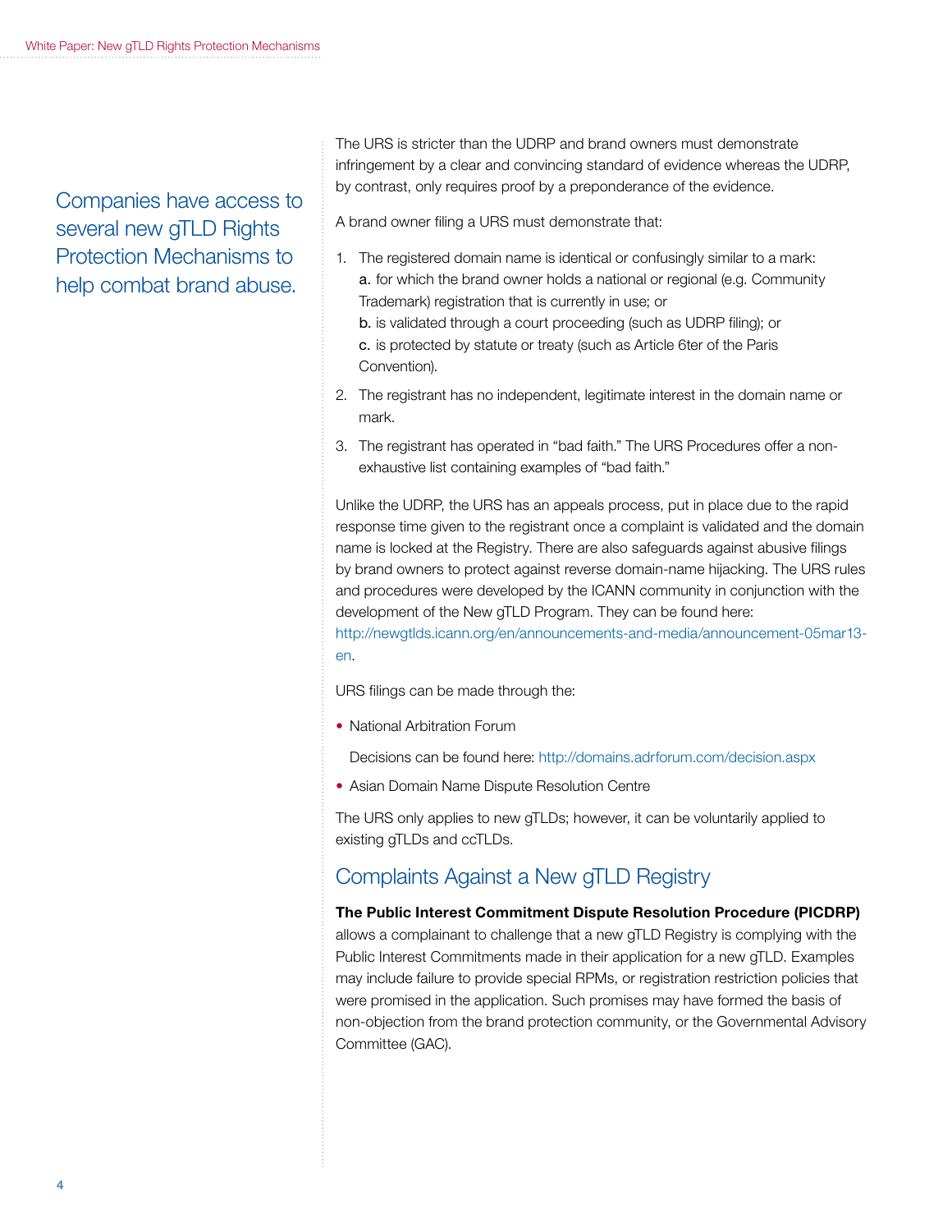Companies have access to several new gTLD Rights Protection Mechanisms to help combat brand abuse.

The URS is stricter than the UDRP and brand owners must demonstrate infringement by a clear and convincing standard of evidence whereas the UDRP, by contrast, only requires proof by a preponderance of the evidence.

A brand owner filing a URS must demonstrate that:

1. The registered domain name is identical or confusingly similar to a mark:
   a. for which the brand owner holds a national or regional (e.g. Community Trademark) registration that is currently in use; or
   b. is validated through a court proceeding (such as UDRP filing); or
   c. is protected by statute or treaty (such as Article 6ter of the Paris Convention).
2. The registrant has no independent, legitimate interest in the domain name or mark.
3. The registrant has operated in "bad faith." The URS Procedures offer a non-exhaustive list containing examples of "bad faith."

Unlike the UDRP, the URS has an appeals process, put in place due to the rapid response time given to the registrant once a complaint is validated and the domain name is locked at the Registry. There are also safeguards against abusive filings by brand owners to protect against reverse domain-name hijacking. The URS rules and procedures were developed by the ICANN community in conjunction with the development of the New gTLD Program. They can be found here: http://newgtlds.icann.org/en/announcements-and-media/announcement-05mar13-en.

URS filings can be made through the:

- National Arbitration Forum

  Decisions can be found here: http://domains.adrforum.com/decision.aspx

- Asian Domain Name Dispute Resolution Centre

The URS only applies to new gTLDs; however, it can be voluntarily applied to existing gTLDs and ccTLDs.

## Complaints Against a New gTLD Registry

**The Public Interest Commitment Dispute Resolution Procedure (PICDRP)** allows a complainant to challenge that a new gTLD Registry is complying with the Public Interest Commitments made in their application for a new gTLD. Examples may include failure to provide special RPMs, or registration restriction policies that were promised in the application. Such promises may have formed the basis of non-objection from the brand protection community, or the Governmental Advisory Committee (GAC).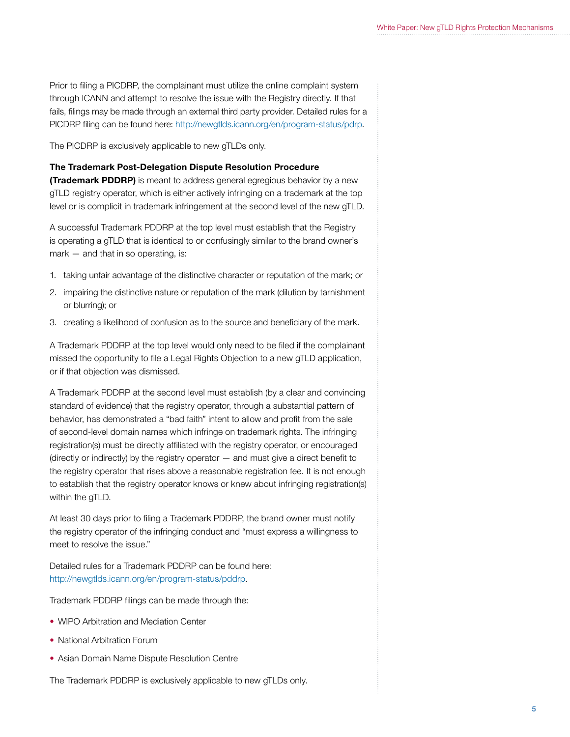Prior to filing a PICDRP, the complainant must utilize the online complaint system through ICANN and attempt to resolve the issue with the Registry directly. If that fails, filings may be made through an external third party provider. Detailed rules for a PICDRP filing can be found here: http://newgtlds.icann.org/en/program-status/pdrp.

The PICDRP is exclusively applicable to new gTLDs only.

**The Trademark Post-Delegation Dispute Resolution Procedure (Trademark PDDRP)** is meant to address general egregious behavior by a new gTLD registry operator, which is either actively infringing on a trademark at the top level or is complicit in trademark infringement at the second level of the new gTLD.

A successful Trademark PDDRP at the top level must establish that the Registry is operating a gTLD that is identical to or confusingly similar to the brand owner's mark — and that in so operating, is:

1. taking unfair advantage of the distinctive character or reputation of the mark; or
2. impairing the distinctive nature or reputation of the mark (dilution by tarnishment or blurring); or
3. creating a likelihood of confusion as to the source and beneficiary of the mark.

A Trademark PDDRP at the top level would only need to be filed if the complainant missed the opportunity to file a Legal Rights Objection to a new gTLD application, or if that objection was dismissed.

A Trademark PDDRP at the second level must establish (by a clear and convincing standard of evidence) that the registry operator, through a substantial pattern of behavior, has demonstrated a "bad faith" intent to allow and profit from the sale of second-level domain names which infringe on trademark rights. The infringing registration(s) must be directly affiliated with the registry operator, or encouraged (directly or indirectly) by the registry operator — and must give a direct benefit to the registry operator that rises above a reasonable registration fee. It is not enough to establish that the registry operator knows or knew about infringing registration(s) within the gTLD.

At least 30 days prior to filing a Trademark PDDRP, the brand owner must notify the registry operator of the infringing conduct and "must express a willingness to meet to resolve the issue."

Detailed rules for a Trademark PDDRP can be found here: http://newgtlds.icann.org/en/program-status/pddrp.

Trademark PDDRP filings can be made through the:

- WIPO Arbitration and Mediation Center
- National Arbitration Forum
- Asian Domain Name Dispute Resolution Centre

The Trademark PDDRP is exclusively applicable to new gTLDs only.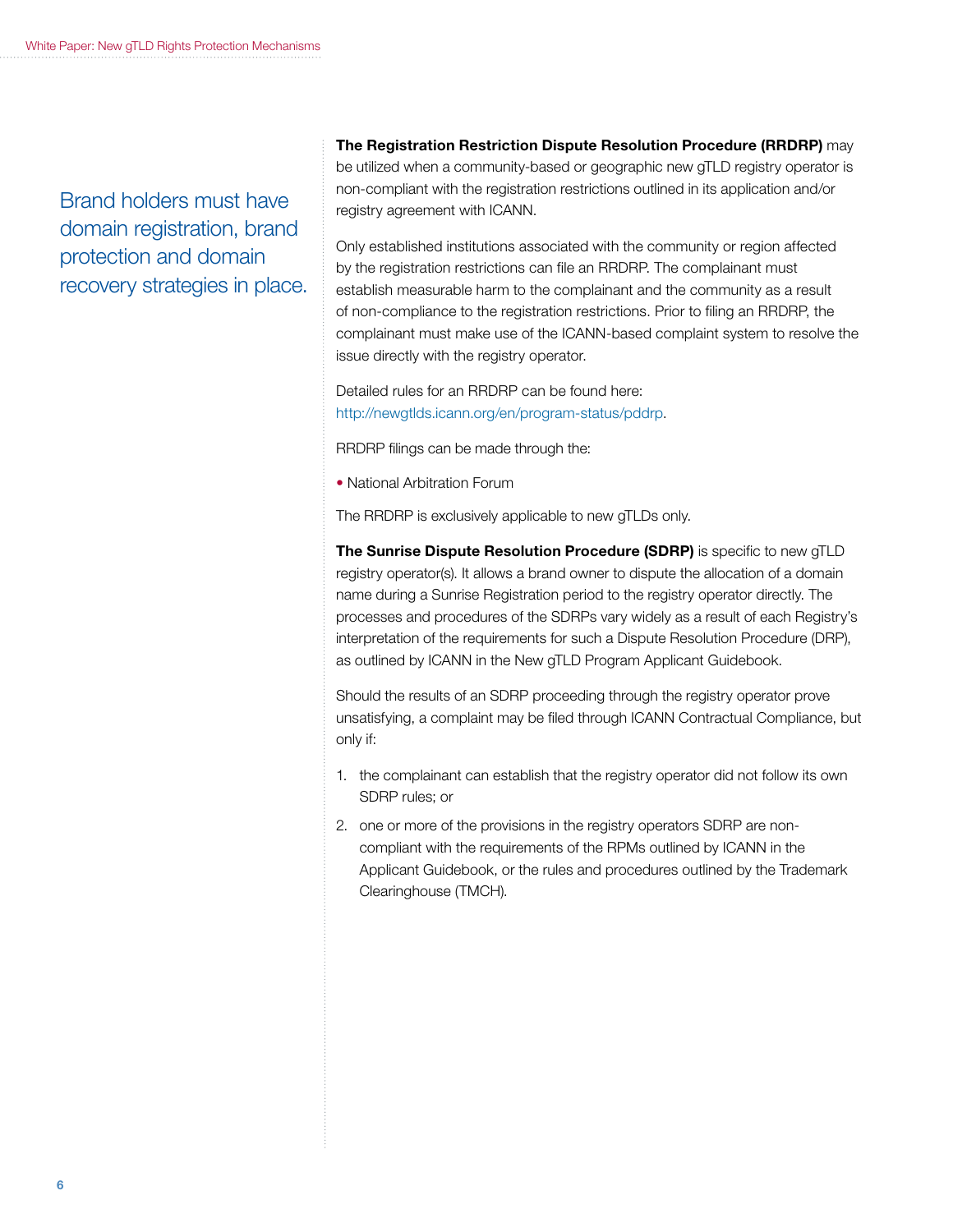Brand holders must have domain registration, brand protection and domain recovery strategies in place.

**The Registration Restriction Dispute Resolution Procedure (RRDRP)** may be utilized when a community-based or geographic new gTLD registry operator is non-compliant with the registration restrictions outlined in its application and/or registry agreement with ICANN.

Only established institutions associated with the community or region affected by the registration restrictions can file an RRDRP. The complainant must establish measurable harm to the complainant and the community as a result of non-compliance to the registration restrictions. Prior to filing an RRDRP, the complainant must make use of the ICANN-based complaint system to resolve the issue directly with the registry operator.

Detailed rules for an RRDRP can be found here: http://newgtlds.icann.org/en/program-status/pddrp.

RRDRP filings can be made through the:

- National Arbitration Forum

The RRDRP is exclusively applicable to new gTLDs only.

**The Sunrise Dispute Resolution Procedure (SDRP)** is specific to new gTLD registry operator(s). It allows a brand owner to dispute the allocation of a domain name during a Sunrise Registration period to the registry operator directly. The processes and procedures of the SDRPs vary widely as a result of each Registry's interpretation of the requirements for such a Dispute Resolution Procedure (DRP), as outlined by ICANN in the New gTLD Program Applicant Guidebook.

Should the results of an SDRP proceeding through the registry operator prove unsatisfying, a complaint may be filed through ICANN Contractual Compliance, but only if:

1. the complainant can establish that the registry operator did not follow its own SDRP rules; or
2. one or more of the provisions in the registry operators SDRP are non-compliant with the requirements of the RPMs outlined by ICANN in the Applicant Guidebook, or the rules and procedures outlined by the Trademark Clearinghouse (TMCH).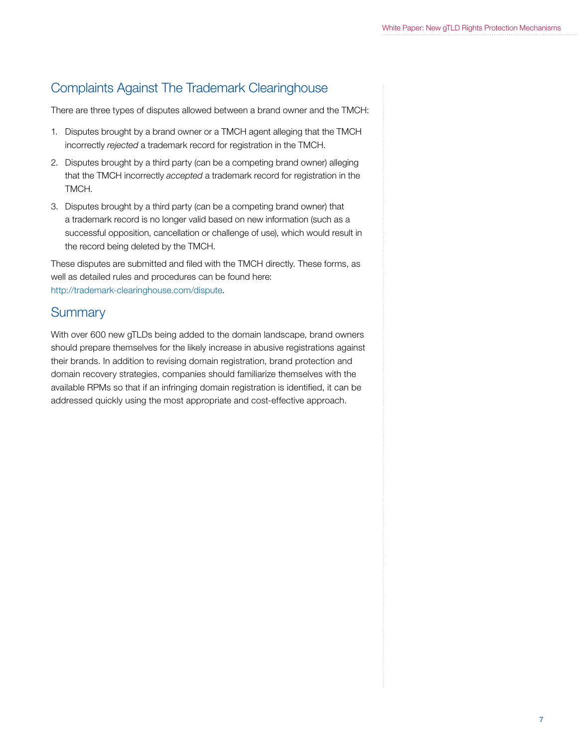## Complaints Against The Trademark Clearinghouse

There are three types of disputes allowed between a brand owner and the TMCH:

1. Disputes brought by a brand owner or a TMCH agent alleging that the TMCH incorrectly *rejected* a trademark record for registration in the TMCH.
2. Disputes brought by a third party (can be a competing brand owner) alleging that the TMCH incorrectly *accepted* a trademark record for registration in the TMCH.
3. Disputes brought by a third party (can be a competing brand owner) that a trademark record is no longer valid based on new information (such as a successful opposition, cancellation or challenge of use), which would result in the record being deleted by the TMCH.

These disputes are submitted and filed with the TMCH directly. These forms, as well as detailed rules and procedures can be found here: http://trademark-clearinghouse.com/dispute.

## Summary

With over 600 new gTLDs being added to the domain landscape, brand owners should prepare themselves for the likely increase in abusive registrations against their brands. In addition to revising domain registration, brand protection and domain recovery strategies, companies should familiarize themselves with the available RPMs so that if an infringing domain registration is identified, it can be addressed quickly using the most appropriate and cost-effective approach.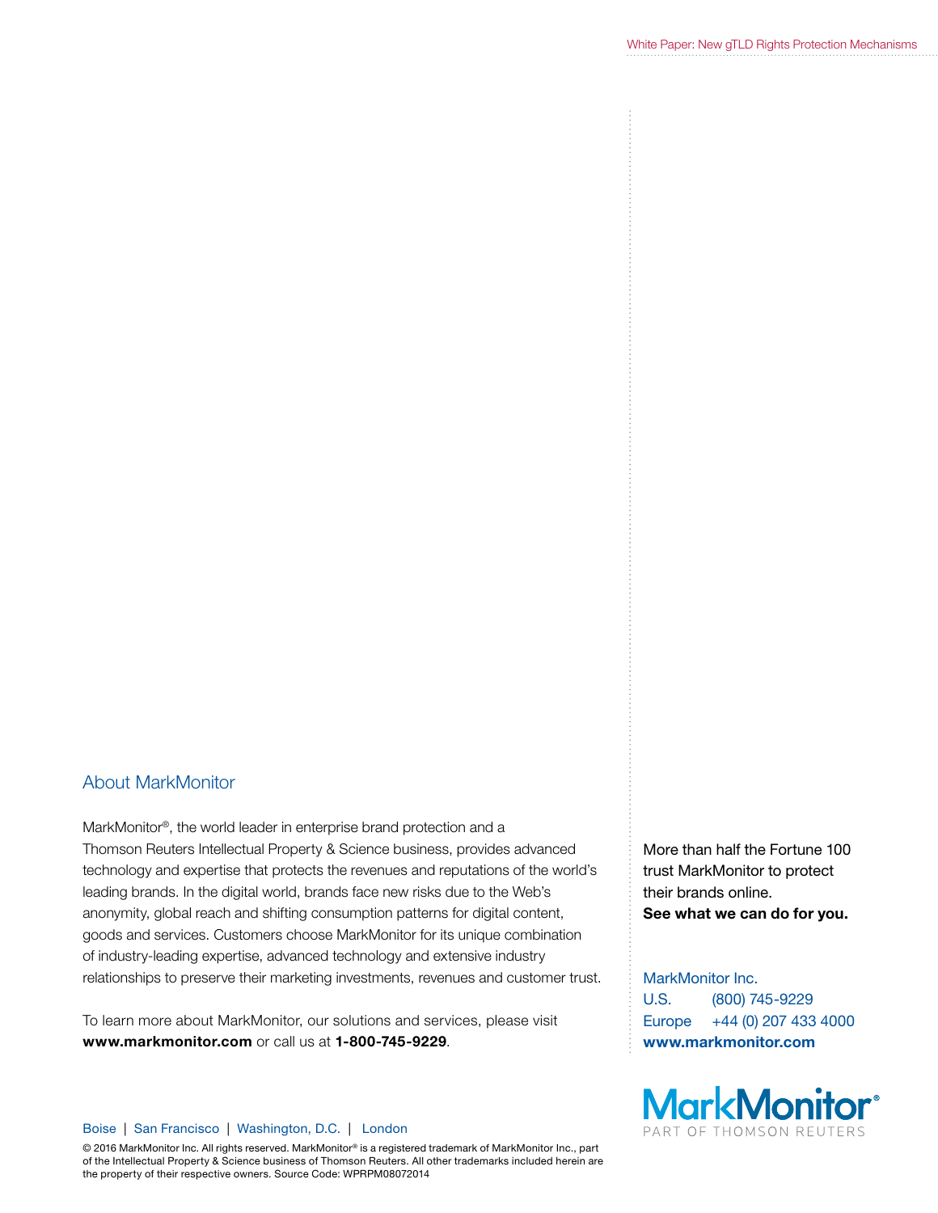## About MarkMonitor

MarkMonitor®, the world leader in enterprise brand protection and a Thomson Reuters Intellectual Property & Science business, provides advanced technology and expertise that protects the revenues and reputations of the world's leading brands. In the digital world, brands face new risks due to the Web's anonymity, global reach and shifting consumption patterns for digital content, goods and services. Customers choose MarkMonitor for its unique combination of industry-leading expertise, advanced technology and extensive industry relationships to preserve their marketing investments, revenues and customer trust.

To learn more about MarkMonitor, our solutions and services, please visit **www.markmonitor.com** or call us at **1-800-745-9229**.

More than half the Fortune 100 trust MarkMonitor to protect their brands online.
**See what we can do for you.**

MarkMonitor Inc.
U.S. (800) 745-9229
Europe +44 (0) 207 433 4000
**www.markmonitor.com**

MarkMonitor®
PART OF THOMSON REUTERS

Boise | San Francisco | Washington, D.C. | London

© 2016 MarkMonitor Inc. All rights reserved. MarkMonitor® is a registered trademark of MarkMonitor Inc., part of the Intellectual Property & Science business of Thomson Reuters. All other trademarks included herein are the property of their respective owners. Source Code: WPRPM08072014